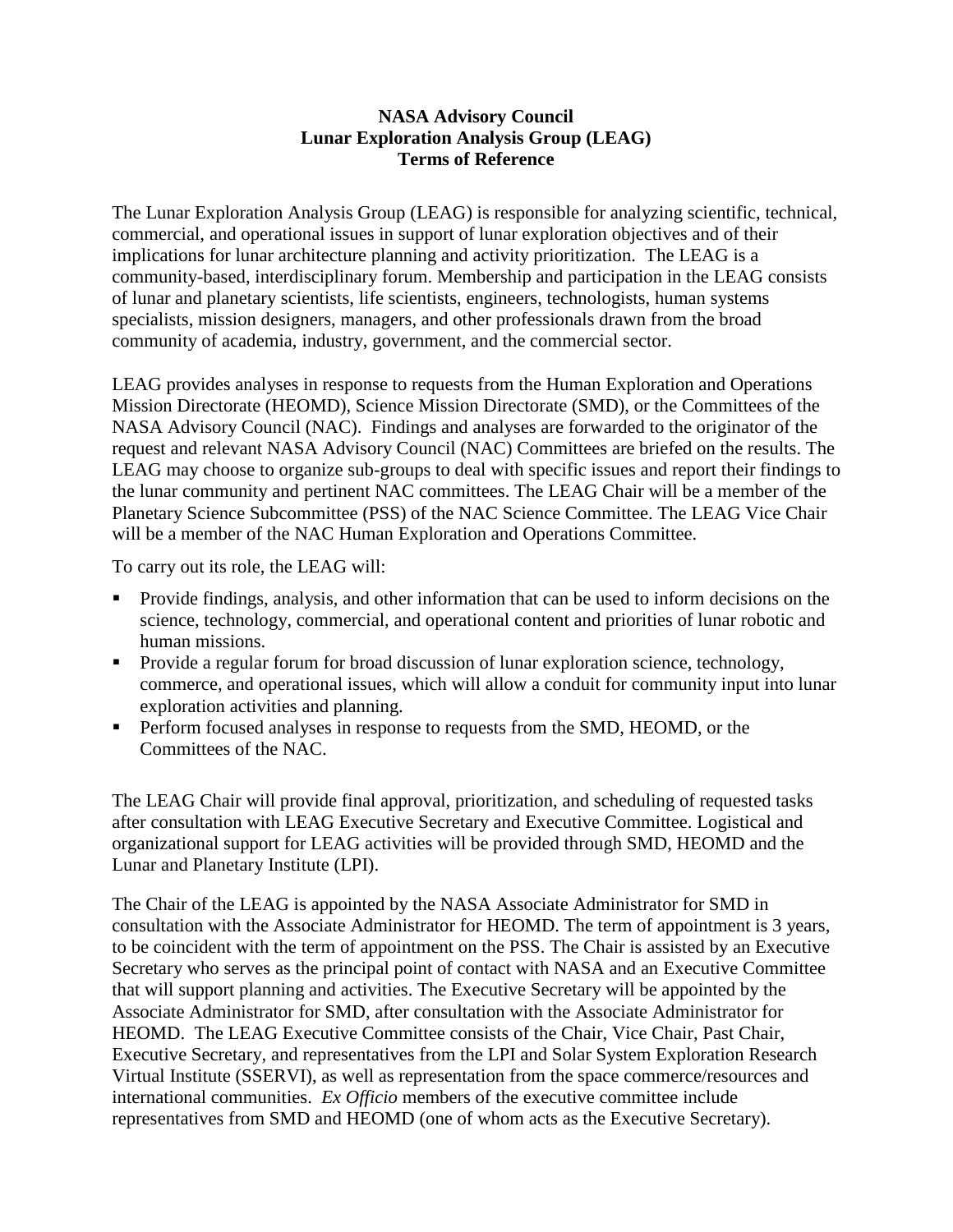**NASA Advisory Council**
**Lunar Exploration Analysis Group (LEAG)**
**Terms of Reference**

The Lunar Exploration Analysis Group (LEAG) is responsible for analyzing scientific, technical, commercial, and operational issues in support of lunar exploration objectives and of their implications for lunar architecture planning and activity prioritization. The LEAG is a community-based, interdisciplinary forum. Membership and participation in the LEAG consists of lunar and planetary scientists, life scientists, engineers, technologists, human systems specialists, mission designers, managers, and other professionals drawn from the broad community of academia, industry, government, and the commercial sector.

LEAG provides analyses in response to requests from the Human Exploration and Operations Mission Directorate (HEOMD), Science Mission Directorate (SMD), or the Committees of the NASA Advisory Council (NAC). Findings and analyses are forwarded to the originator of the request and relevant NASA Advisory Council (NAC) Committees are briefed on the results. The LEAG may choose to organize sub-groups to deal with specific issues and report their findings to the lunar community and pertinent NAC committees. The LEAG Chair will be a member of the Planetary Science Subcommittee (PSS) of the NAC Science Committee. The LEAG Vice Chair will be a member of the NAC Human Exploration and Operations Committee.

To carry out its role, the LEAG will:

- Provide findings, analysis, and other information that can be used to inform decisions on the science, technology, commercial, and operational content and priorities of lunar robotic and human missions.
- Provide a regular forum for broad discussion of lunar exploration science, technology, commerce, and operational issues, which will allow a conduit for community input into lunar exploration activities and planning.
- Perform focused analyses in response to requests from the SMD, HEOMD, or the Committees of the NAC.

The LEAG Chair will provide final approval, prioritization, and scheduling of requested tasks after consultation with LEAG Executive Secretary and Executive Committee. Logistical and organizational support for LEAG activities will be provided through SMD, HEOMD and the Lunar and Planetary Institute (LPI).

The Chair of the LEAG is appointed by the NASA Associate Administrator for SMD in consultation with the Associate Administrator for HEOMD. The term of appointment is 3 years, to be coincident with the term of appointment on the PSS. The Chair is assisted by an Executive Secretary who serves as the principal point of contact with NASA and an Executive Committee that will support planning and activities. The Executive Secretary will be appointed by the Associate Administrator for SMD, after consultation with the Associate Administrator for HEOMD. The LEAG Executive Committee consists of the Chair, Vice Chair, Past Chair, Executive Secretary, and representatives from the LPI and Solar System Exploration Research Virtual Institute (SSERVI), as well as representation from the space commerce/resources and international communities. *Ex Officio* members of the executive committee include representatives from SMD and HEOMD (one of whom acts as the Executive Secretary).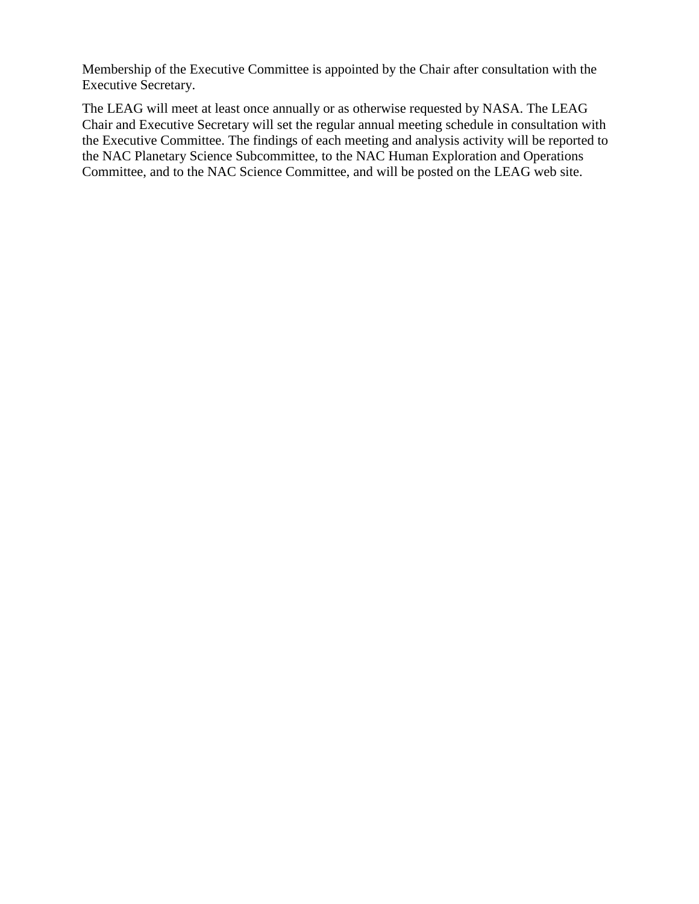Membership of the Executive Committee is appointed by the Chair after consultation with the Executive Secretary.

The LEAG will meet at least once annually or as otherwise requested by NASA. The LEAG Chair and Executive Secretary will set the regular annual meeting schedule in consultation with the Executive Committee. The findings of each meeting and analysis activity will be reported to the NAC Planetary Science Subcommittee, to the NAC Human Exploration and Operations Committee, and to the NAC Science Committee, and will be posted on the LEAG web site.